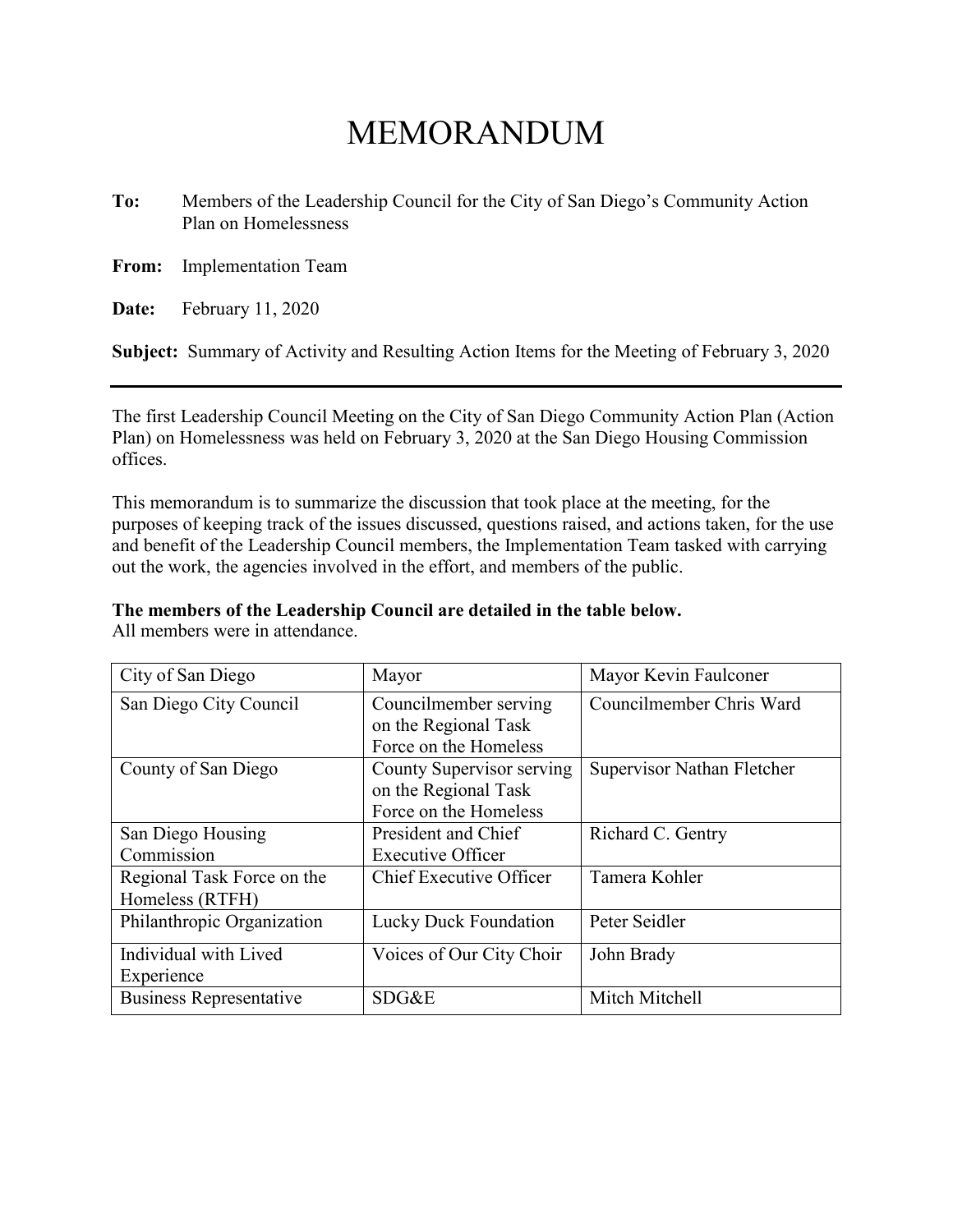# MEMORANDUM

**To:** Members of the Leadership Council for the City of San Diego's Community Action Plan on Homelessness

**From:** Implementation Team

**Date:** February 11, 2020

**Subject:** Summary of Activity and Resulting Action Items for the Meeting of February 3, 2020

---

The first Leadership Council Meeting on the City of San Diego Community Action Plan (Action Plan) on Homelessness was held on February 3, 2020 at the San Diego Housing Commission offices.

This memorandum is to summarize the discussion that took place at the meeting, for the purposes of keeping track of the issues discussed, questions raised, and actions taken, for the use and benefit of the Leadership Council members, the Implementation Team tasked with carrying out the work, the agencies involved in the effort, and members of the public.

**The members of the Leadership Council are detailed in the table below.**
All members were in attendance.

| | | |
|---|---|---|
| City of San Diego | Mayor | Mayor Kevin Faulconer |
| San Diego City Council | Councilmember serving on the Regional Task Force on the Homeless | Councilmember Chris Ward |
| County of San Diego | County Supervisor serving on the Regional Task Force on the Homeless | Supervisor Nathan Fletcher |
| San Diego Housing Commission | President and Chief Executive Officer | Richard C. Gentry |
| Regional Task Force on the Homeless (RTFH) | Chief Executive Officer | Tamera Kohler |
| Philanthropic Organization | Lucky Duck Foundation | Peter Seidler |
| Individual with Lived Experience | Voices of Our City Choir | John Brady |
| Business Representative | SDG&E | Mitch Mitchell |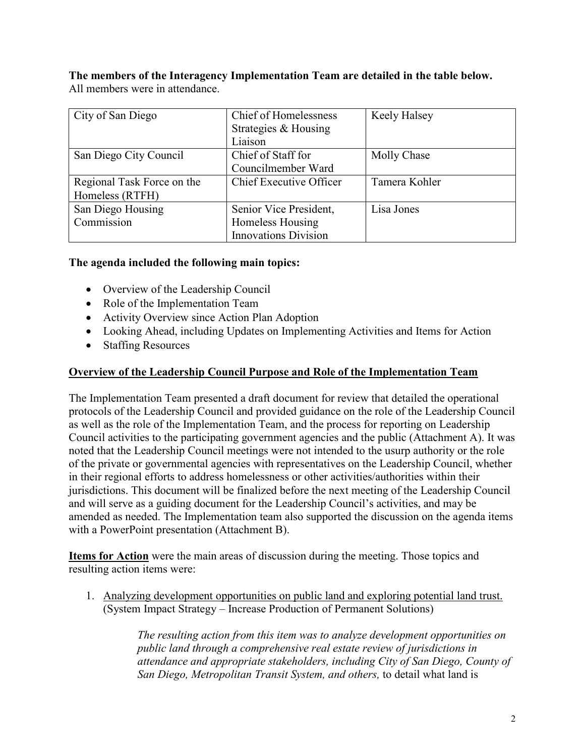**The members of the Interagency Implementation Team are detailed in the table below.**
All members were in attendance.

| | | |
|---|---|---|
| City of San Diego | Chief of Homelessness Strategies & Housing Liaison | Keely Halsey |
| San Diego City Council | Chief of Staff for Councilmember Ward | Molly Chase |
| Regional Task Force on the Homeless (RTFH) | Chief Executive Officer | Tamera Kohler |
| San Diego Housing Commission | Senior Vice President, Homeless Housing Innovations Division | Lisa Jones |

**The agenda included the following main topics:**

- Overview of the Leadership Council
- Role of the Implementation Team
- Activity Overview since Action Plan Adoption
- Looking Ahead, including Updates on Implementing Activities and Items for Action
- Staffing Resources

**Overview of the Leadership Council Purpose and Role of the Implementation Team**

The Implementation Team presented a draft document for review that detailed the operational protocols of the Leadership Council and provided guidance on the role of the Leadership Council as well as the role of the Implementation Team, and the process for reporting on Leadership Council activities to the participating government agencies and the public (Attachment A). It was noted that the Leadership Council meetings were not intended to the usurp authority or the role of the private or governmental agencies with representatives on the Leadership Council, whether in their regional efforts to address homelessness or other activities/authorities within their jurisdictions. This document will be finalized before the next meeting of the Leadership Council and will serve as a guiding document for the Leadership Council's activities, and may be amended as needed. The Implementation team also supported the discussion on the agenda items with a PowerPoint presentation (Attachment B).

**Items for Action** were the main areas of discussion during the meeting. Those topics and resulting action items were:

1. Analyzing development opportunities on public land and exploring potential land trust. (System Impact Strategy – Increase Production of Permanent Solutions)

   *The resulting action from this item was to analyze development opportunities on public land through a comprehensive real estate review of jurisdictions in attendance and appropriate stakeholders, including City of San Diego, County of San Diego, Metropolitan Transit System, and others,* to detail what land is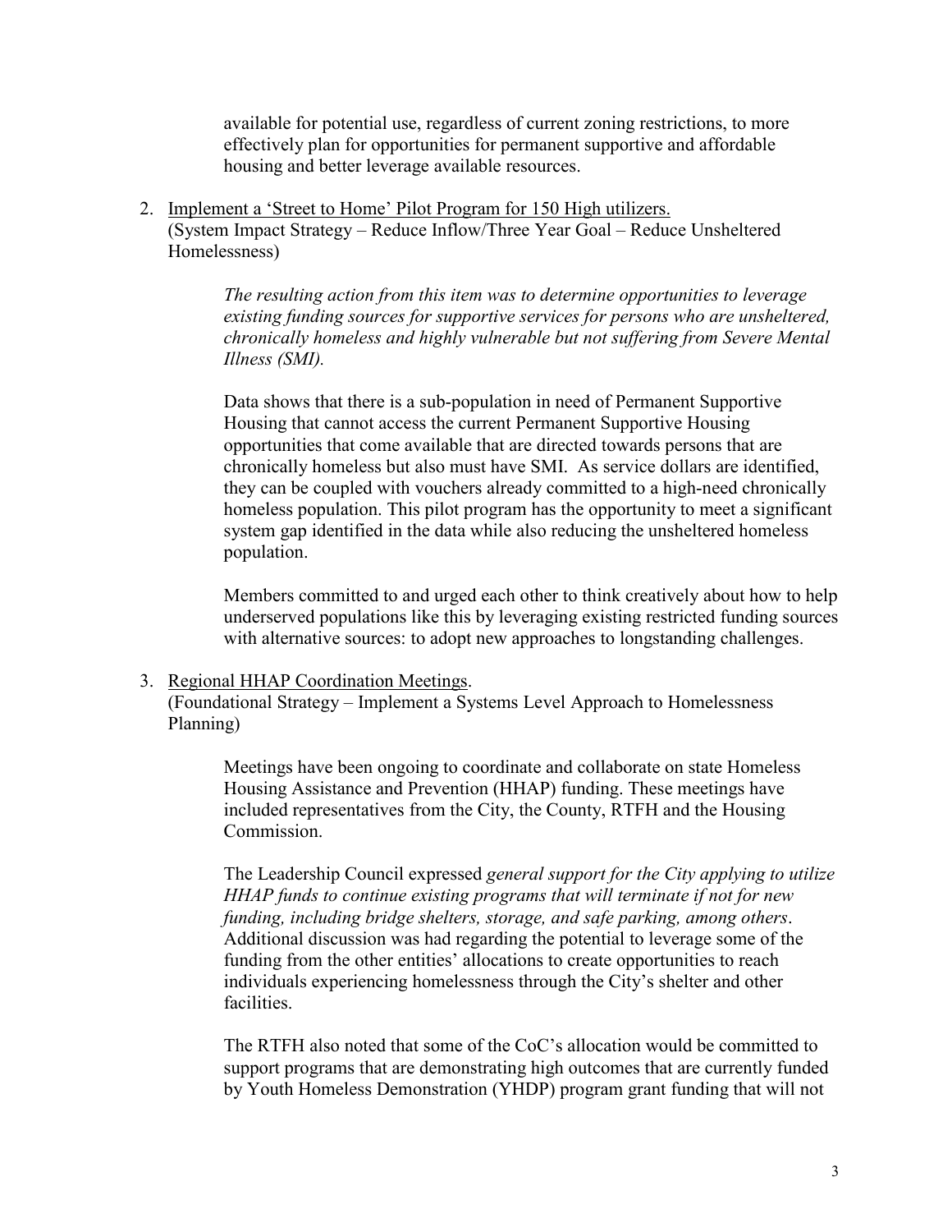available for potential use, regardless of current zoning restrictions, to more effectively plan for opportunities for permanent supportive and affordable housing and better leverage available resources.

2. Implement a 'Street to Home' Pilot Program for 150 High utilizers.
(System Impact Strategy – Reduce Inflow/Three Year Goal – Reduce Unsheltered Homelessness)

    *The resulting action from this item was to determine opportunities to leverage existing funding sources for supportive services for persons who are unsheltered, chronically homeless and highly vulnerable but not suffering from Severe Mental Illness (SMI).*

    Data shows that there is a sub-population in need of Permanent Supportive Housing that cannot access the current Permanent Supportive Housing opportunities that come available that are directed towards persons that are chronically homeless but also must have SMI. As service dollars are identified, they can be coupled with vouchers already committed to a high-need chronically homeless population. This pilot program has the opportunity to meet a significant system gap identified in the data while also reducing the unsheltered homeless population.

    Members committed to and urged each other to think creatively about how to help underserved populations like this by leveraging existing restricted funding sources with alternative sources: to adopt new approaches to longstanding challenges.

3. Regional HHAP Coordination Meetings.
(Foundational Strategy – Implement a Systems Level Approach to Homelessness Planning)

    Meetings have been ongoing to coordinate and collaborate on state Homeless Housing Assistance and Prevention (HHAP) funding. These meetings have included representatives from the City, the County, RTFH and the Housing Commission.

    The Leadership Council expressed *general support for the City applying to utilize HHAP funds to continue existing programs that will terminate if not for new funding, including bridge shelters, storage, and safe parking, among others*. Additional discussion was had regarding the potential to leverage some of the funding from the other entities' allocations to create opportunities to reach individuals experiencing homelessness through the City's shelter and other facilities.

    The RTFH also noted that some of the CoC's allocation would be committed to support programs that are demonstrating high outcomes that are currently funded by Youth Homeless Demonstration (YHDP) program grant funding that will not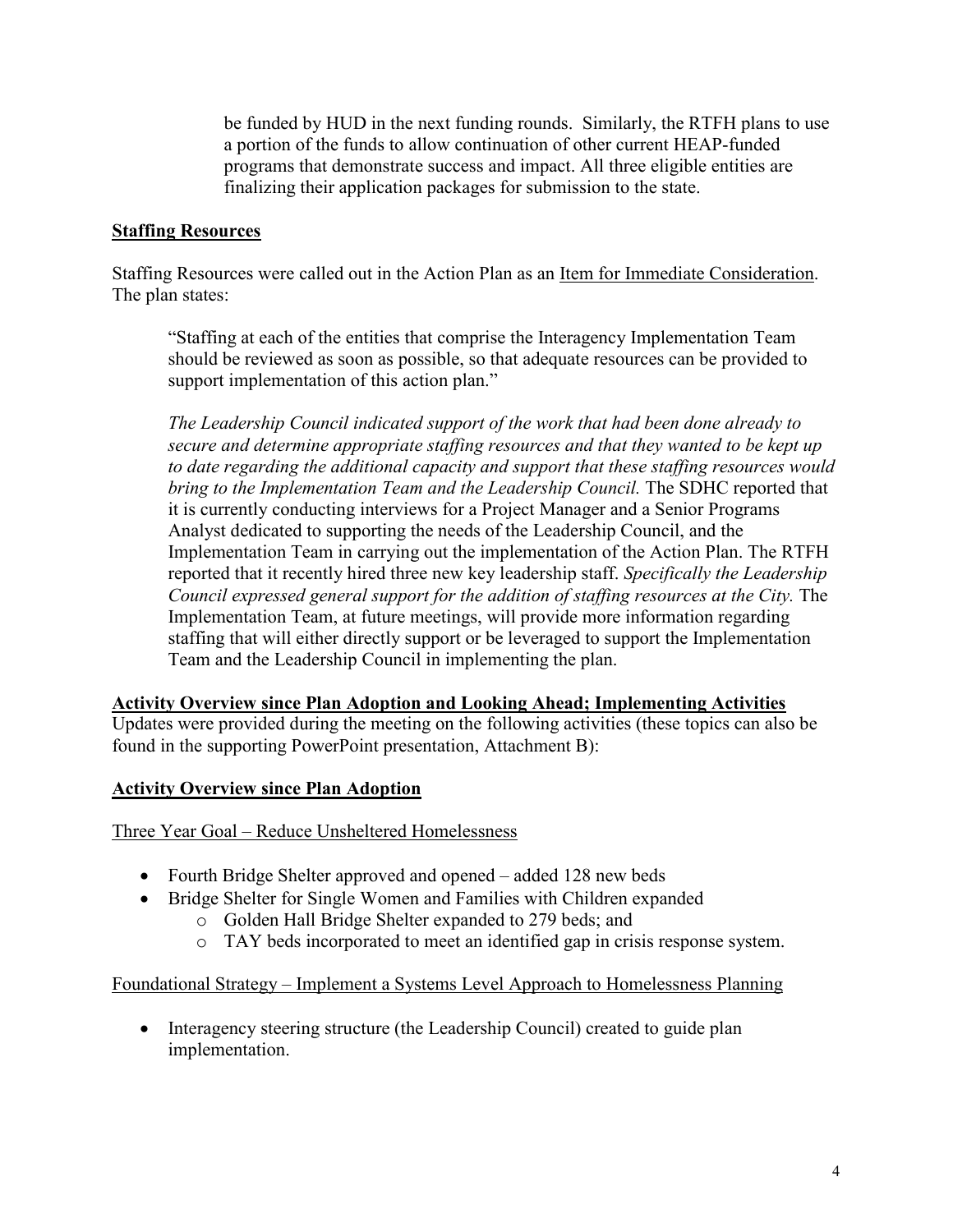be funded by HUD in the next funding rounds. Similarly, the RTFH plans to use a portion of the funds to allow continuation of other current HEAP-funded programs that demonstrate success and impact. All three eligible entities are finalizing their application packages for submission to the state.

**Staffing Resources**

Staffing Resources were called out in the Action Plan as an Item for Immediate Consideration. The plan states:

> "Staffing at each of the entities that comprise the Interagency Implementation Team should be reviewed as soon as possible, so that adequate resources can be provided to support implementation of this action plan."
>
> *The Leadership Council indicated support of the work that had been done already to secure and determine appropriate staffing resources and that they wanted to be kept up to date regarding the additional capacity and support that these staffing resources would bring to the Implementation Team and the Leadership Council.* The SDHC reported that it is currently conducting interviews for a Project Manager and a Senior Programs Analyst dedicated to supporting the needs of the Leadership Council, and the Implementation Team in carrying out the implementation of the Action Plan. The RTFH reported that it recently hired three new key leadership staff. *Specifically the Leadership Council expressed general support for the addition of staffing resources at the City.* The Implementation Team, at future meetings, will provide more information regarding staffing that will either directly support or be leveraged to support the Implementation Team and the Leadership Council in implementing the plan.

**Activity Overview since Plan Adoption and Looking Ahead; Implementing Activities**

Updates were provided during the meeting on the following activities (these topics can also be found in the supporting PowerPoint presentation, Attachment B):

**Activity Overview since Plan Adoption**

Three Year Goal – Reduce Unsheltered Homelessness

- Fourth Bridge Shelter approved and opened – added 128 new beds
- Bridge Shelter for Single Women and Families with Children expanded
  - Golden Hall Bridge Shelter expanded to 279 beds; and
  - TAY beds incorporated to meet an identified gap in crisis response system.

Foundational Strategy – Implement a Systems Level Approach to Homelessness Planning

- Interagency steering structure (the Leadership Council) created to guide plan implementation.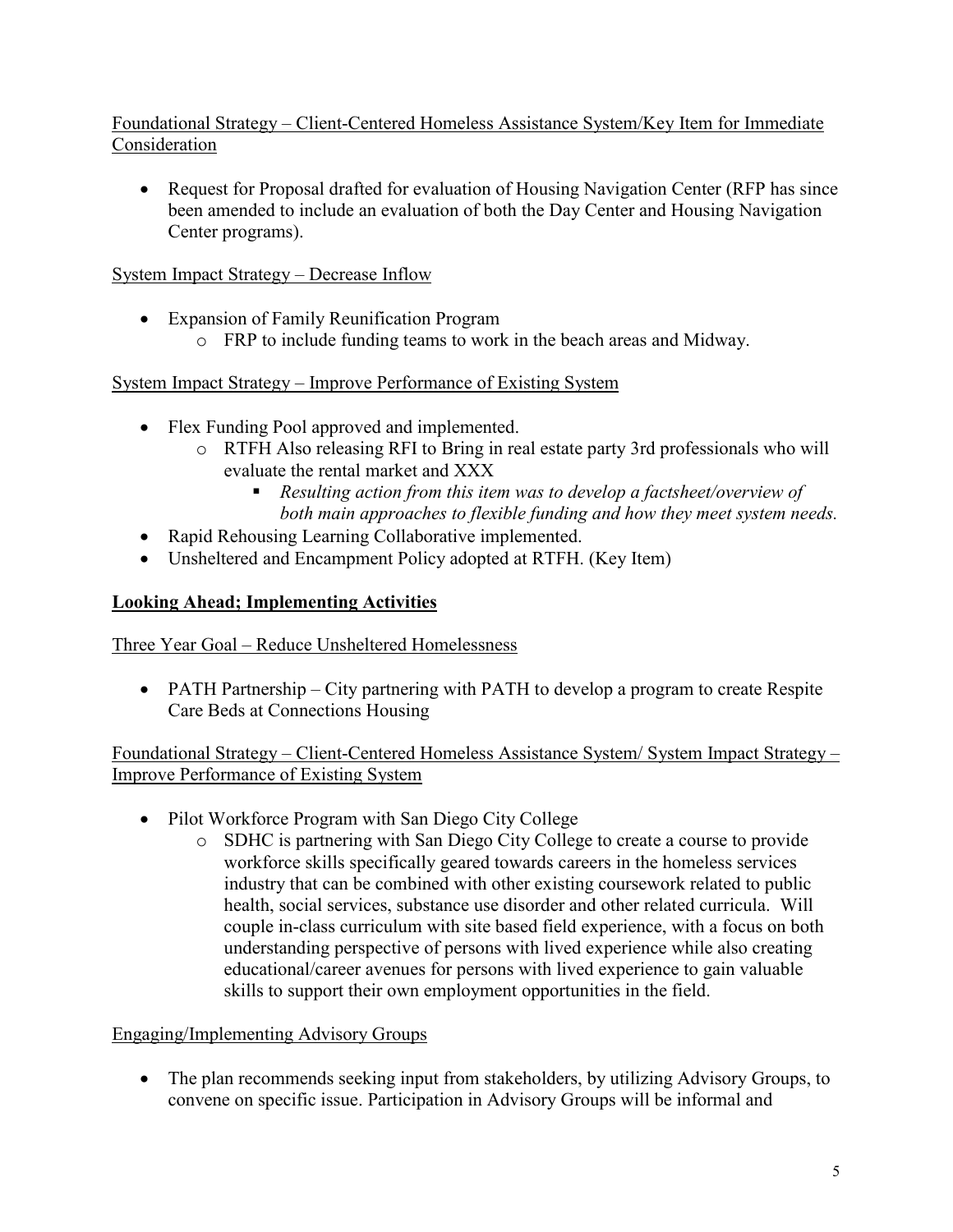Foundational Strategy – Client-Centered Homeless Assistance System/Key Item for Immediate Consideration

- Request for Proposal drafted for evaluation of Housing Navigation Center (RFP has since been amended to include an evaluation of both the Day Center and Housing Navigation Center programs).

System Impact Strategy – Decrease Inflow

- Expansion of Family Reunification Program
    - FRP to include funding teams to work in the beach areas and Midway.

System Impact Strategy – Improve Performance of Existing System

- Flex Funding Pool approved and implemented.
    - RTFH Also releasing RFI to Bring in real estate party 3rd professionals who will evaluate the rental market and XXX
        - *Resulting action from this item was to develop a factsheet/overview of both main approaches to flexible funding and how they meet system needs.*
- Rapid Rehousing Learning Collaborative implemented.
- Unsheltered and Encampment Policy adopted at RTFH. (Key Item)

**Looking Ahead; Implementing Activities**

Three Year Goal – Reduce Unsheltered Homelessness

- PATH Partnership – City partnering with PATH to develop a program to create Respite Care Beds at Connections Housing

Foundational Strategy – Client-Centered Homeless Assistance System/ System Impact Strategy – Improve Performance of Existing System

- Pilot Workforce Program with San Diego City College
    - SDHC is partnering with San Diego City College to create a course to provide workforce skills specifically geared towards careers in the homeless services industry that can be combined with other existing coursework related to public health, social services, substance use disorder and other related curricula. Will couple in-class curriculum with site based field experience, with a focus on both understanding perspective of persons with lived experience while also creating educational/career avenues for persons with lived experience to gain valuable skills to support their own employment opportunities in the field.

Engaging/Implementing Advisory Groups

- The plan recommends seeking input from stakeholders, by utilizing Advisory Groups, to convene on specific issue. Participation in Advisory Groups will be informal and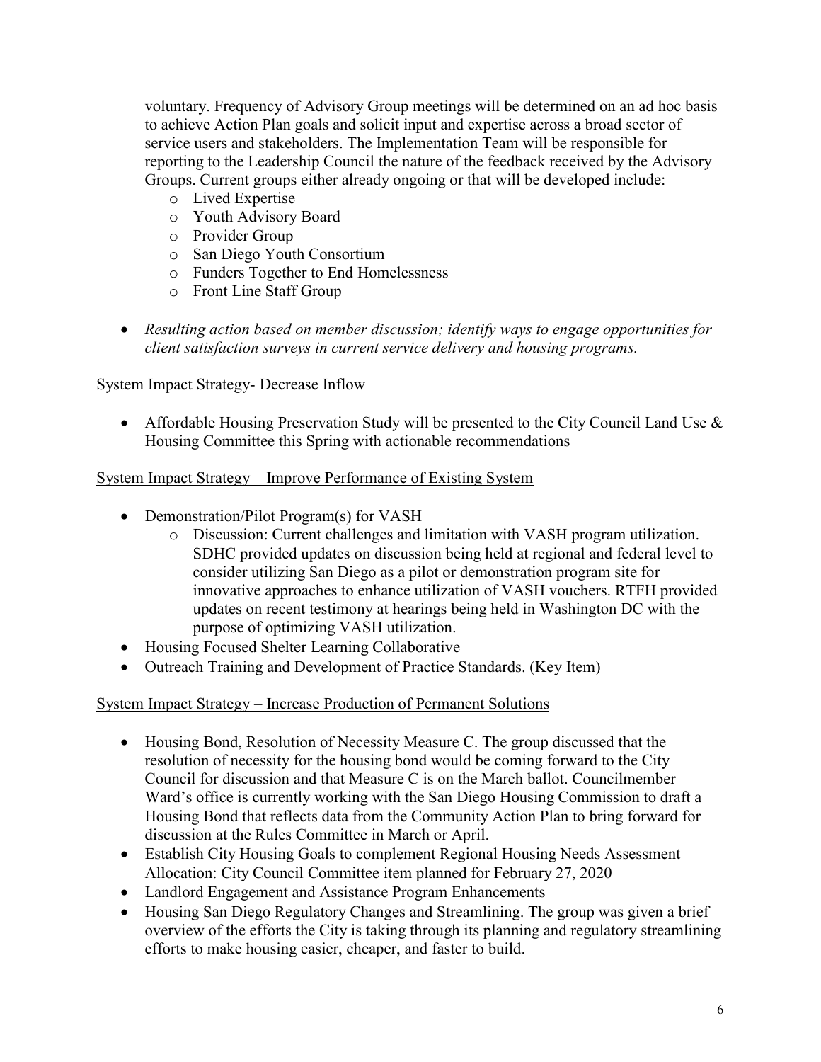voluntary. Frequency of Advisory Group meetings will be determined on an ad hoc basis to achieve Action Plan goals and solicit input and expertise across a broad sector of service users and stakeholders. The Implementation Team will be responsible for reporting to the Leadership Council the nature of the feedback received by the Advisory Groups. Current groups either already ongoing or that will be developed include:

- Lived Expertise
- Youth Advisory Board
- Provider Group
- San Diego Youth Consortium
- Funders Together to End Homelessness
- Front Line Staff Group

- *Resulting action based on member discussion; identify ways to engage opportunities for client satisfaction surveys in current service delivery and housing programs.*

System Impact Strategy- Decrease Inflow

- Affordable Housing Preservation Study will be presented to the City Council Land Use & Housing Committee this Spring with actionable recommendations

System Impact Strategy – Improve Performance of Existing System

- Demonstration/Pilot Program(s) for VASH
  - Discussion: Current challenges and limitation with VASH program utilization. SDHC provided updates on discussion being held at regional and federal level to consider utilizing San Diego as a pilot or demonstration program site for innovative approaches to enhance utilization of VASH vouchers. RTFH provided updates on recent testimony at hearings being held in Washington DC with the purpose of optimizing VASH utilization.
- Housing Focused Shelter Learning Collaborative
- Outreach Training and Development of Practice Standards. (Key Item)

System Impact Strategy – Increase Production of Permanent Solutions

- Housing Bond, Resolution of Necessity Measure C. The group discussed that the resolution of necessity for the housing bond would be coming forward to the City Council for discussion and that Measure C is on the March ballot. Councilmember Ward's office is currently working with the San Diego Housing Commission to draft a Housing Bond that reflects data from the Community Action Plan to bring forward for discussion at the Rules Committee in March or April.
- Establish City Housing Goals to complement Regional Housing Needs Assessment Allocation: City Council Committee item planned for February 27, 2020
- Landlord Engagement and Assistance Program Enhancements
- Housing San Diego Regulatory Changes and Streamlining. The group was given a brief overview of the efforts the City is taking through its planning and regulatory streamlining efforts to make housing easier, cheaper, and faster to build.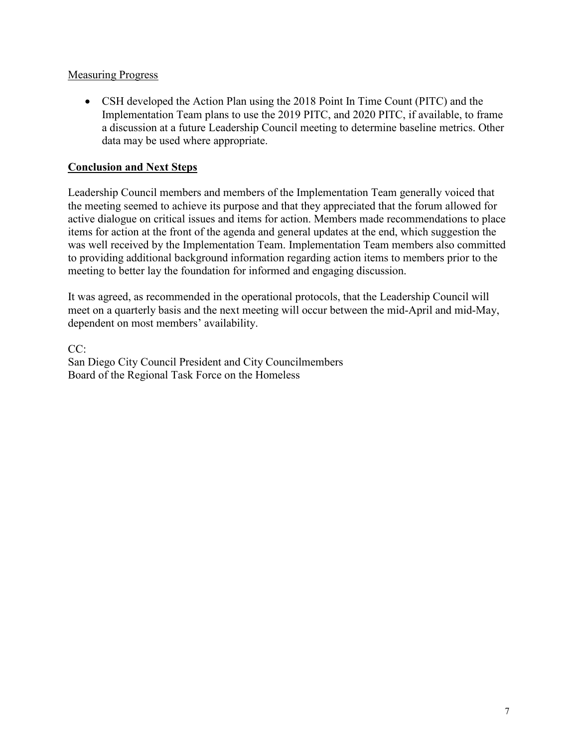Measuring Progress

- CSH developed the Action Plan using the 2018 Point In Time Count (PITC) and the Implementation Team plans to use the 2019 PITC, and 2020 PITC, if available, to frame a discussion at a future Leadership Council meeting to determine baseline metrics. Other data may be used where appropriate.

## Conclusion and Next Steps

Leadership Council members and members of the Implementation Team generally voiced that the meeting seemed to achieve its purpose and that they appreciated that the forum allowed for active dialogue on critical issues and items for action. Members made recommendations to place items for action at the front of the agenda and general updates at the end, which suggestion the was well received by the Implementation Team. Implementation Team members also committed to providing additional background information regarding action items to members prior to the meeting to better lay the foundation for informed and engaging discussion.

It was agreed, as recommended in the operational protocols, that the Leadership Council will meet on a quarterly basis and the next meeting will occur between the mid-April and mid-May, dependent on most members' availability.

CC:
San Diego City Council President and City Councilmembers
Board of the Regional Task Force on the Homeless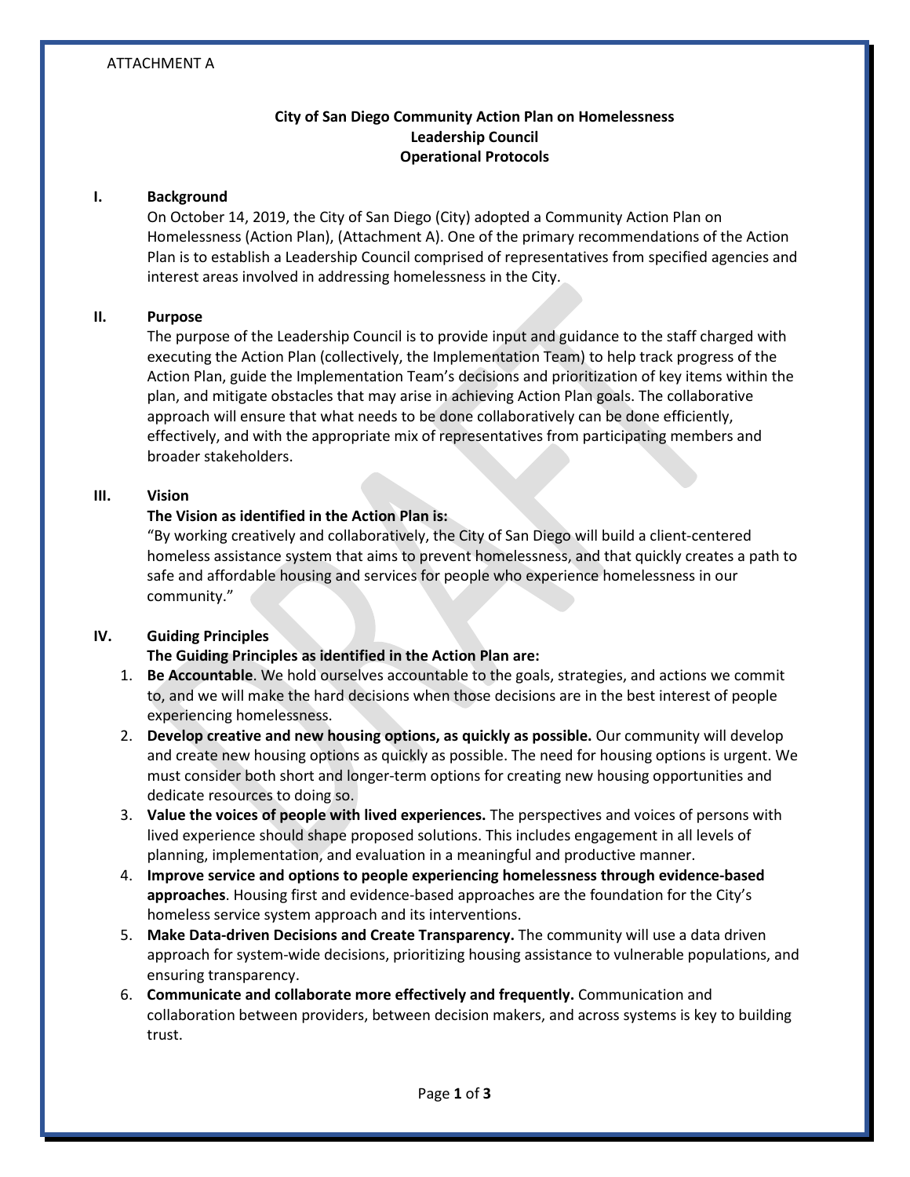ATTACHMENT A

**City of San Diego Community Action Plan on Homelessness**
**Leadership Council**
**Operational Protocols**

## I. Background

On October 14, 2019, the City of San Diego (City) adopted a Community Action Plan on Homelessness (Action Plan), (Attachment A). One of the primary recommendations of the Action Plan is to establish a Leadership Council comprised of representatives from specified agencies and interest areas involved in addressing homelessness in the City.

## II. Purpose

The purpose of the Leadership Council is to provide input and guidance to the staff charged with executing the Action Plan (collectively, the Implementation Team) to help track progress of the Action Plan, guide the Implementation Team's decisions and prioritization of key items within the plan, and mitigate obstacles that may arise in achieving Action Plan goals. The collaborative approach will ensure that what needs to be done collaboratively can be done efficiently, effectively, and with the appropriate mix of representatives from participating members and broader stakeholders.

## III. Vision

**The Vision as identified in the Action Plan is:**

"By working creatively and collaboratively, the City of San Diego will build a client-centered homeless assistance system that aims to prevent homelessness, and that quickly creates a path to safe and affordable housing and services for people who experience homelessness in our community."

## IV. Guiding Principles

**The Guiding Principles as identified in the Action Plan are:**

1. **Be Accountable**. We hold ourselves accountable to the goals, strategies, and actions we commit to, and we will make the hard decisions when those decisions are in the best interest of people experiencing homelessness.
2. **Develop creative and new housing options, as quickly as possible.** Our community will develop and create new housing options as quickly as possible. The need for housing options is urgent. We must consider both short and longer-term options for creating new housing opportunities and dedicate resources to doing so.
3. **Value the voices of people with lived experiences.** The perspectives and voices of persons with lived experience should shape proposed solutions. This includes engagement in all levels of planning, implementation, and evaluation in a meaningful and productive manner.
4. **Improve service and options to people experiencing homelessness through evidence-based approaches**. Housing first and evidence-based approaches are the foundation for the City's homeless service system approach and its interventions.
5. **Make Data-driven Decisions and Create Transparency.** The community will use a data driven approach for system-wide decisions, prioritizing housing assistance to vulnerable populations, and ensuring transparency.
6. **Communicate and collaborate more effectively and frequently.** Communication and collaboration between providers, between decision makers, and across systems is key to building trust.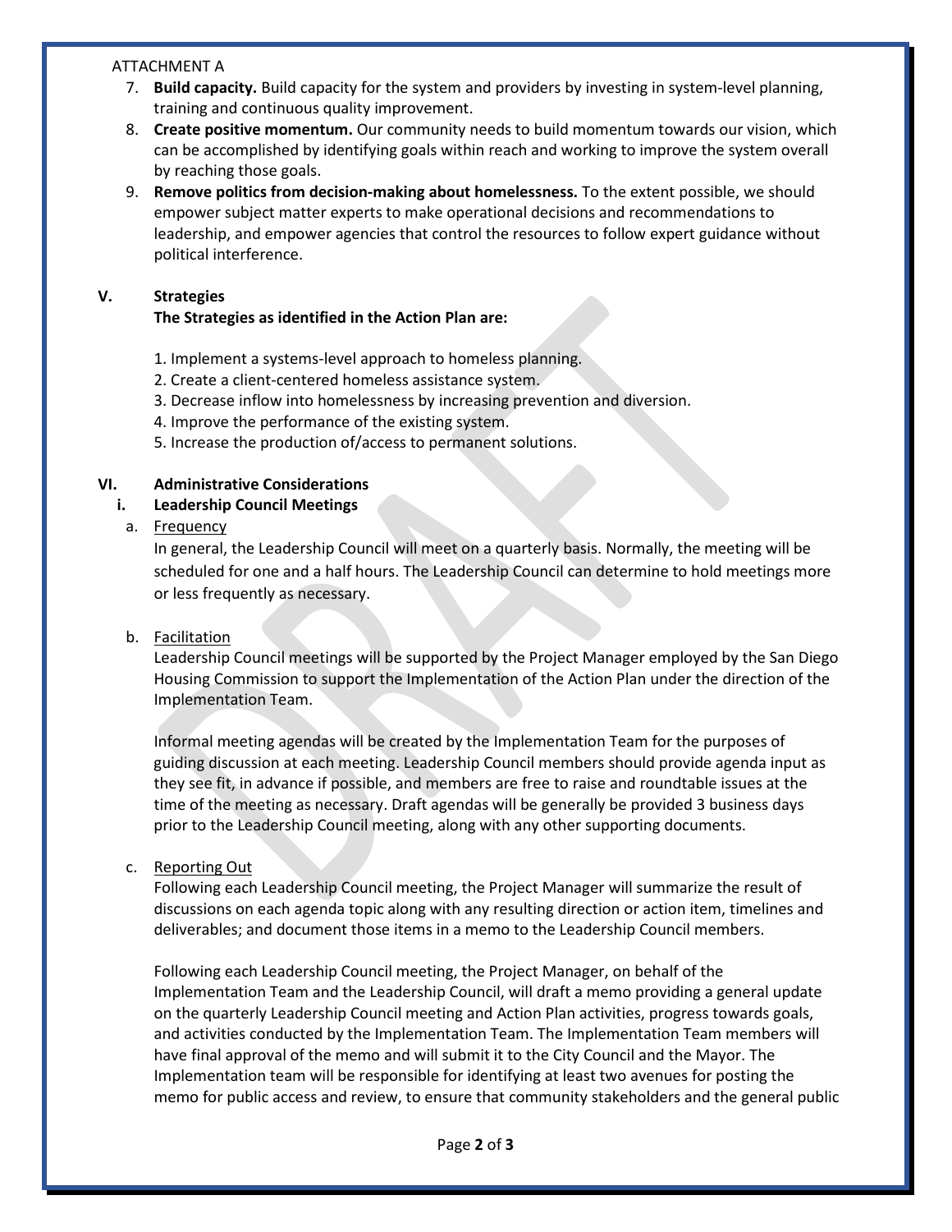ATTACHMENT A

7. **Build capacity.** Build capacity for the system and providers by investing in system-level planning, training and continuous quality improvement.
8. **Create positive momentum.** Our community needs to build momentum towards our vision, which can be accomplished by identifying goals within reach and working to improve the system overall by reaching those goals.
9. **Remove politics from decision-making about homelessness.** To the extent possible, we should empower subject matter experts to make operational decisions and recommendations to leadership, and empower agencies that control the resources to follow expert guidance without political interference.

## V. Strategies

**The Strategies as identified in the Action Plan are:**

1. Implement a systems-level approach to homeless planning.
2. Create a client-centered homeless assistance system.
3. Decrease inflow into homelessness by increasing prevention and diversion.
4. Improve the performance of the existing system.
5. Increase the production of/access to permanent solutions.

## VI. Administrative Considerations

### i. Leadership Council Meetings

a. Frequency

In general, the Leadership Council will meet on a quarterly basis. Normally, the meeting will be scheduled for one and a half hours. The Leadership Council can determine to hold meetings more or less frequently as necessary.

b. Facilitation

Leadership Council meetings will be supported by the Project Manager employed by the San Diego Housing Commission to support the Implementation of the Action Plan under the direction of the Implementation Team.

Informal meeting agendas will be created by the Implementation Team for the purposes of guiding discussion at each meeting. Leadership Council members should provide agenda input as they see fit, in advance if possible, and members are free to raise and roundtable issues at the time of the meeting as necessary. Draft agendas will be generally be provided 3 business days prior to the Leadership Council meeting, along with any other supporting documents.

c. Reporting Out

Following each Leadership Council meeting, the Project Manager will summarize the result of discussions on each agenda topic along with any resulting direction or action item, timelines and deliverables; and document those items in a memo to the Leadership Council members.

Following each Leadership Council meeting, the Project Manager, on behalf of the Implementation Team and the Leadership Council, will draft a memo providing a general update on the quarterly Leadership Council meeting and Action Plan activities, progress towards goals, and activities conducted by the Implementation Team. The Implementation Team members will have final approval of the memo and will submit it to the City Council and the Mayor. The Implementation team will be responsible for identifying at least two avenues for posting the memo for public access and review, to ensure that community stakeholders and the general public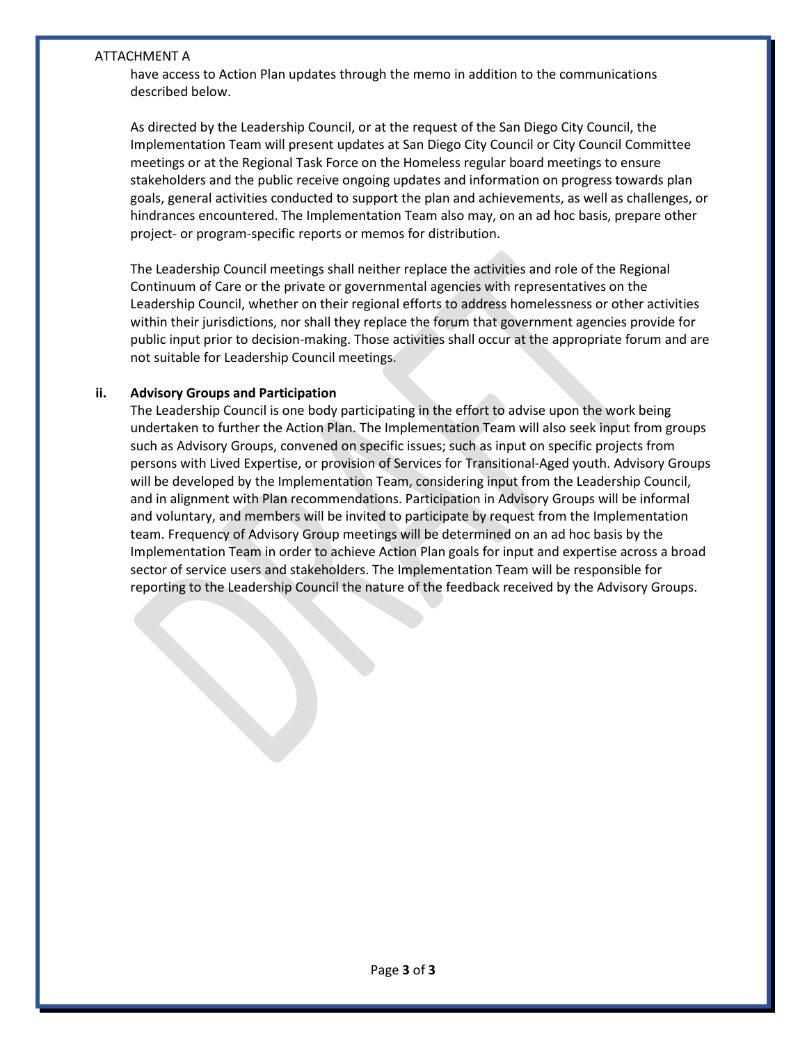have access to Action Plan updates through the memo in addition to the communications described below.

As directed by the Leadership Council, or at the request of the San Diego City Council, the Implementation Team will present updates at San Diego City Council or City Council Committee meetings or at the Regional Task Force on the Homeless regular board meetings to ensure stakeholders and the public receive ongoing updates and information on progress towards plan goals, general activities conducted to support the plan and achievements, as well as challenges, or hindrances encountered. The Implementation Team also may, on an ad hoc basis, prepare other project- or program-specific reports or memos for distribution.

The Leadership Council meetings shall neither replace the activities and role of the Regional Continuum of Care or the private or governmental agencies with representatives on the Leadership Council, whether on their regional efforts to address homelessness or other activities within their jurisdictions, nor shall they replace the forum that government agencies provide for public input prior to decision-making. Those activities shall occur at the appropriate forum and are not suitable for Leadership Council meetings.

**ii. Advisory Groups and Participation**

The Leadership Council is one body participating in the effort to advise upon the work being undertaken to further the Action Plan. The Implementation Team will also seek input from groups such as Advisory Groups, convened on specific issues; such as input on specific projects from persons with Lived Expertise, or provision of Services for Transitional-Aged youth. Advisory Groups will be developed by the Implementation Team, considering input from the Leadership Council, and in alignment with Plan recommendations. Participation in Advisory Groups will be informal and voluntary, and members will be invited to participate by request from the Implementation team. Frequency of Advisory Group meetings will be determined on an ad hoc basis by the Implementation Team in order to achieve Action Plan goals for input and expertise across a broad sector of service users and stakeholders. The Implementation Team will be responsible for reporting to the Leadership Council the nature of the feedback received by the Advisory Groups.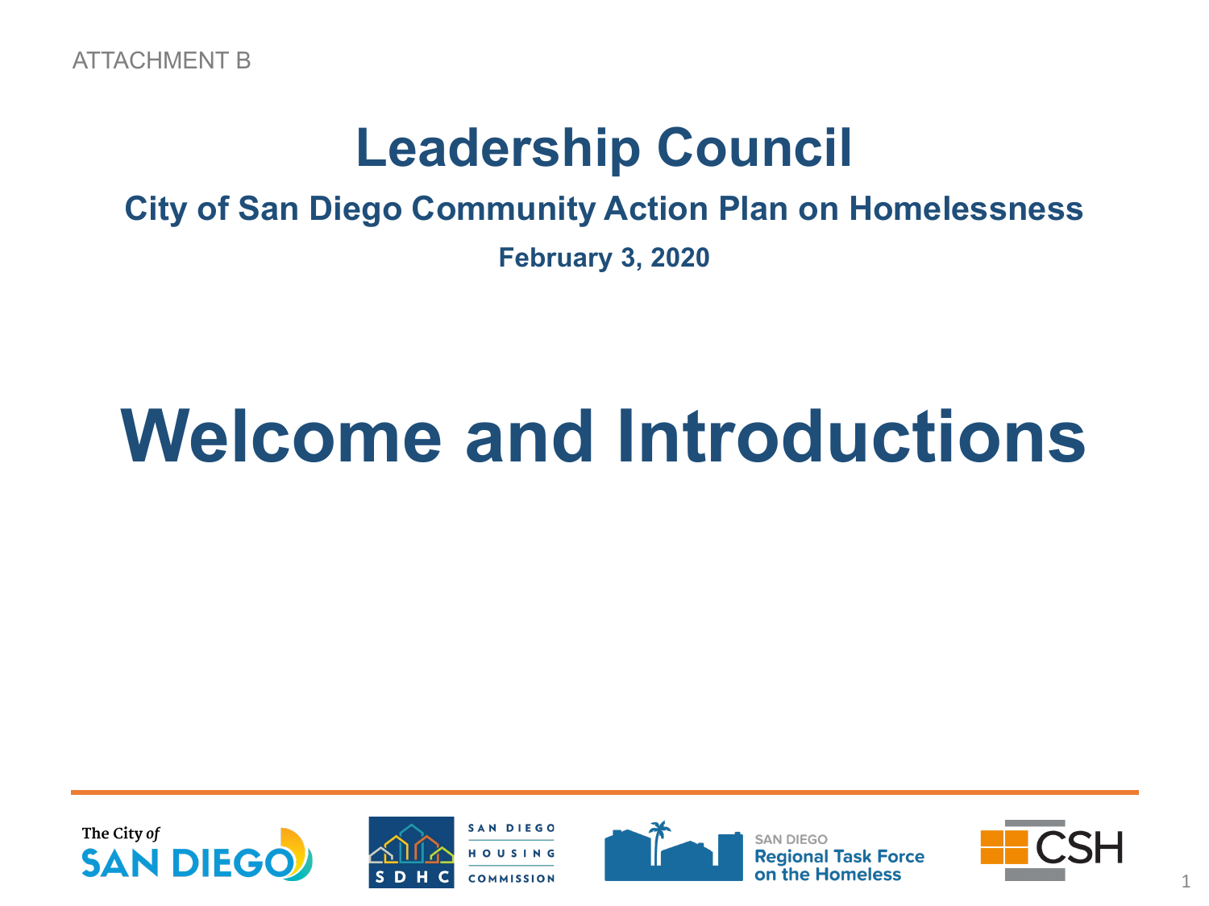ATTACHMENT B

# Leadership Council

## City of San Diego Community Action Plan on Homelessness

**February 3, 2020**

# Welcome and Introductions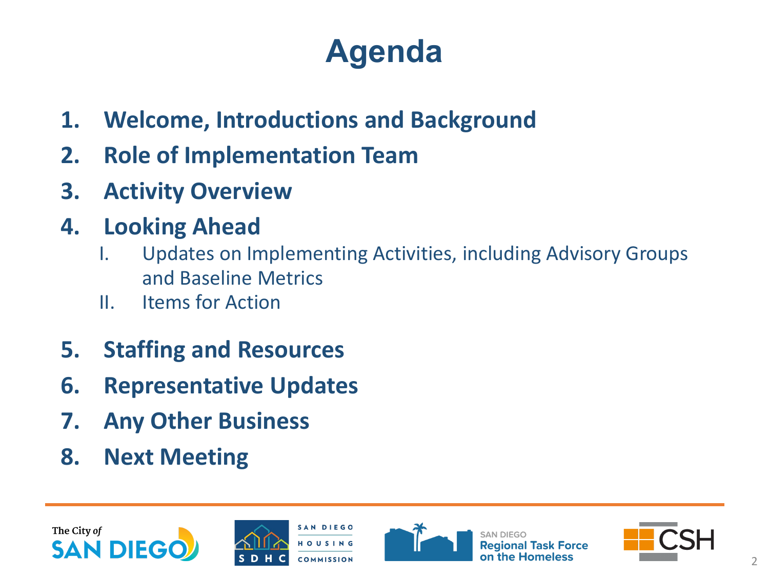# Agenda

1. **Welcome, Introductions and Background**
2. **Role of Implementation Team**
3. **Activity Overview**
4. **Looking Ahead**
   I. Updates on Implementing Activities, including Advisory Groups and Baseline Metrics
   II. Items for Action
5. **Staffing and Resources**
6. **Representative Updates**
7. **Any Other Business**
8. **Next Meeting**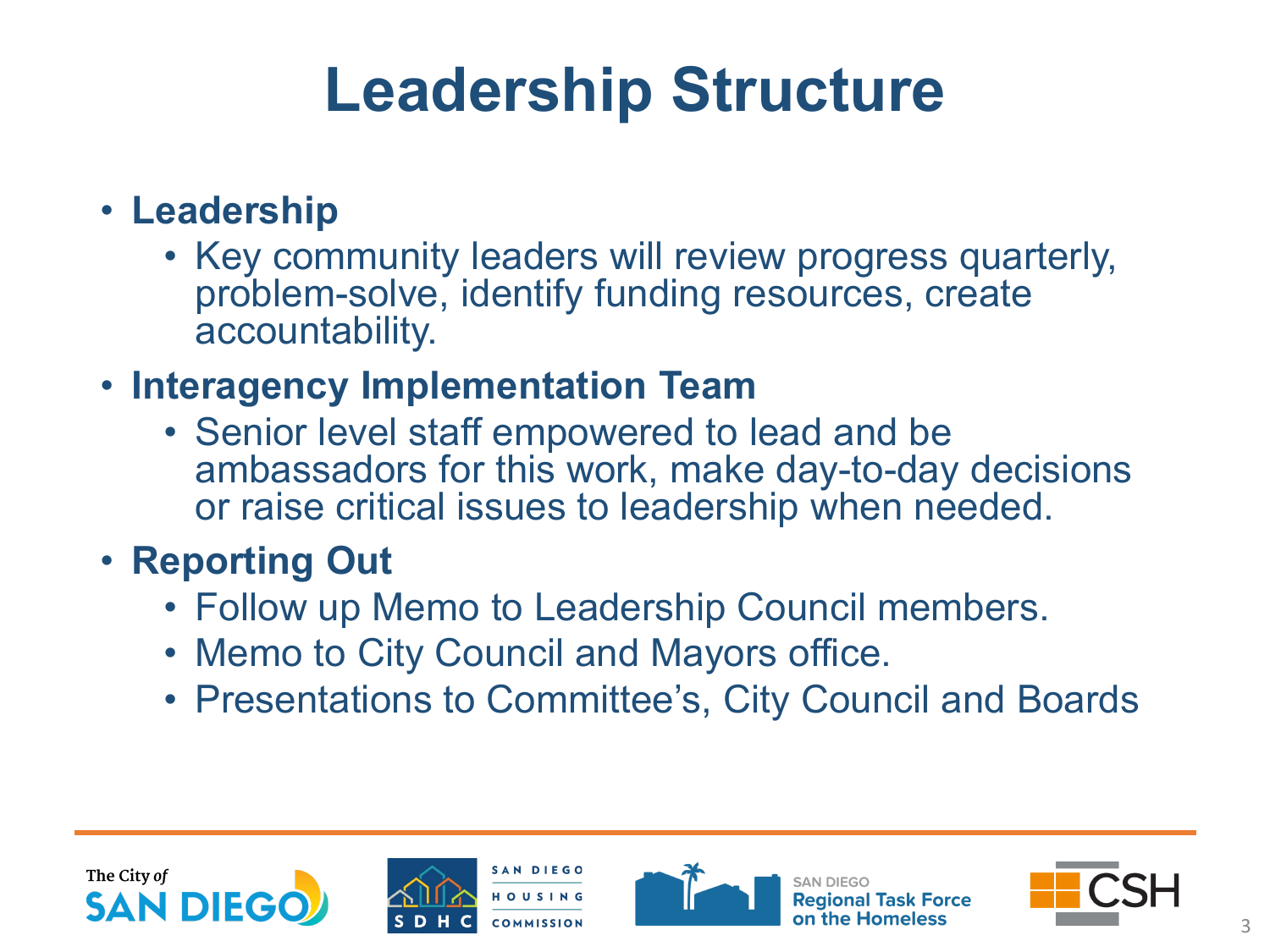# Leadership Structure

- **Leadership**
  - Key community leaders will review progress quarterly, problem-solve, identify funding resources, create accountability.
- **Interagency Implementation Team**
  - Senior level staff empowered to lead and be ambassadors for this work, make day-to-day decisions or raise critical issues to leadership when needed.
- **Reporting Out**
  - Follow up Memo to Leadership Council members.
  - Memo to City Council and Mayors office.
  - Presentations to Committee's, City Council and Boards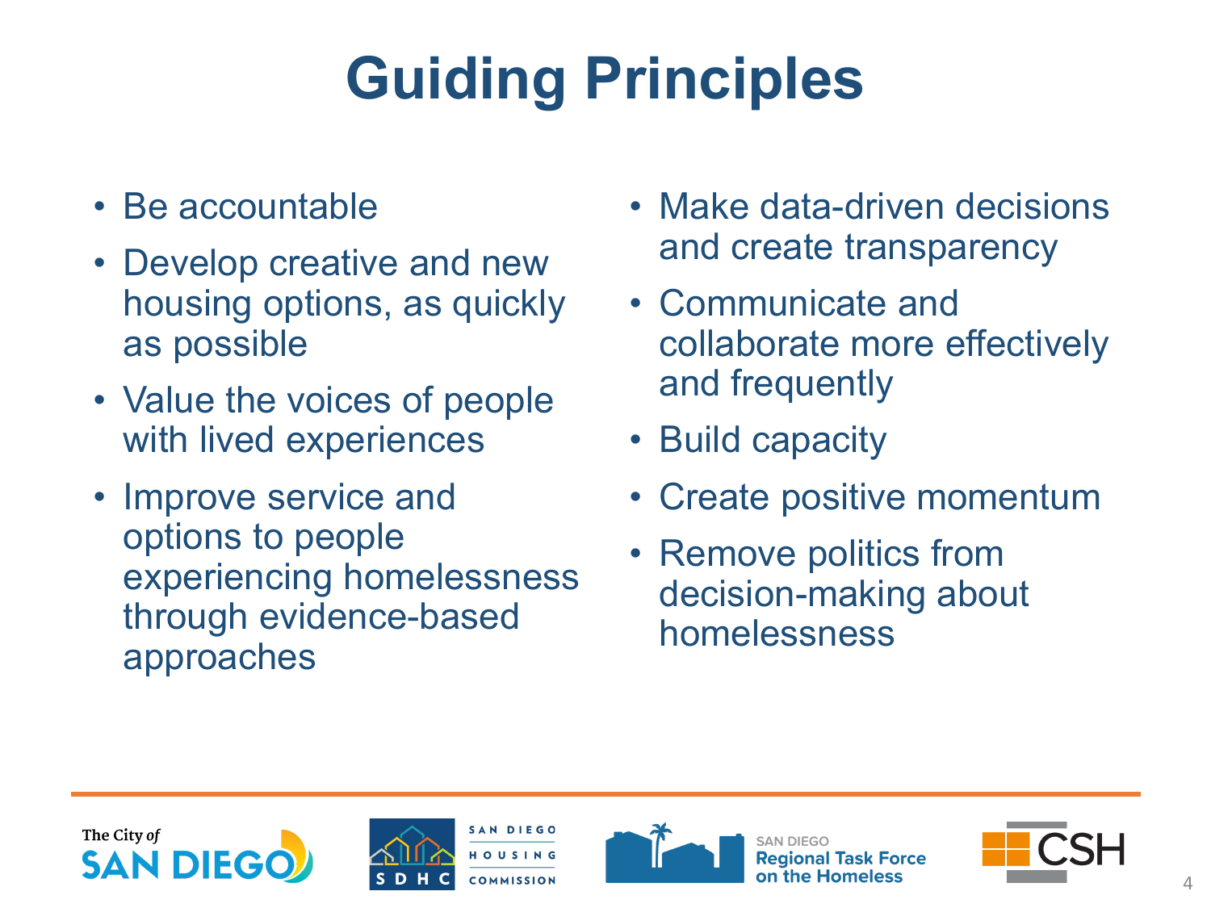# Guiding Principles

- Be accountable
- Develop creative and new housing options, as quickly as possible
- Value the voices of people with lived experiences
- Improve service and options to people experiencing homelessness through evidence-based approaches
- Make data-driven decisions and create transparency
- Communicate and collaborate more effectively and frequently
- Build capacity
- Create positive momentum
- Remove politics from decision-making about homelessness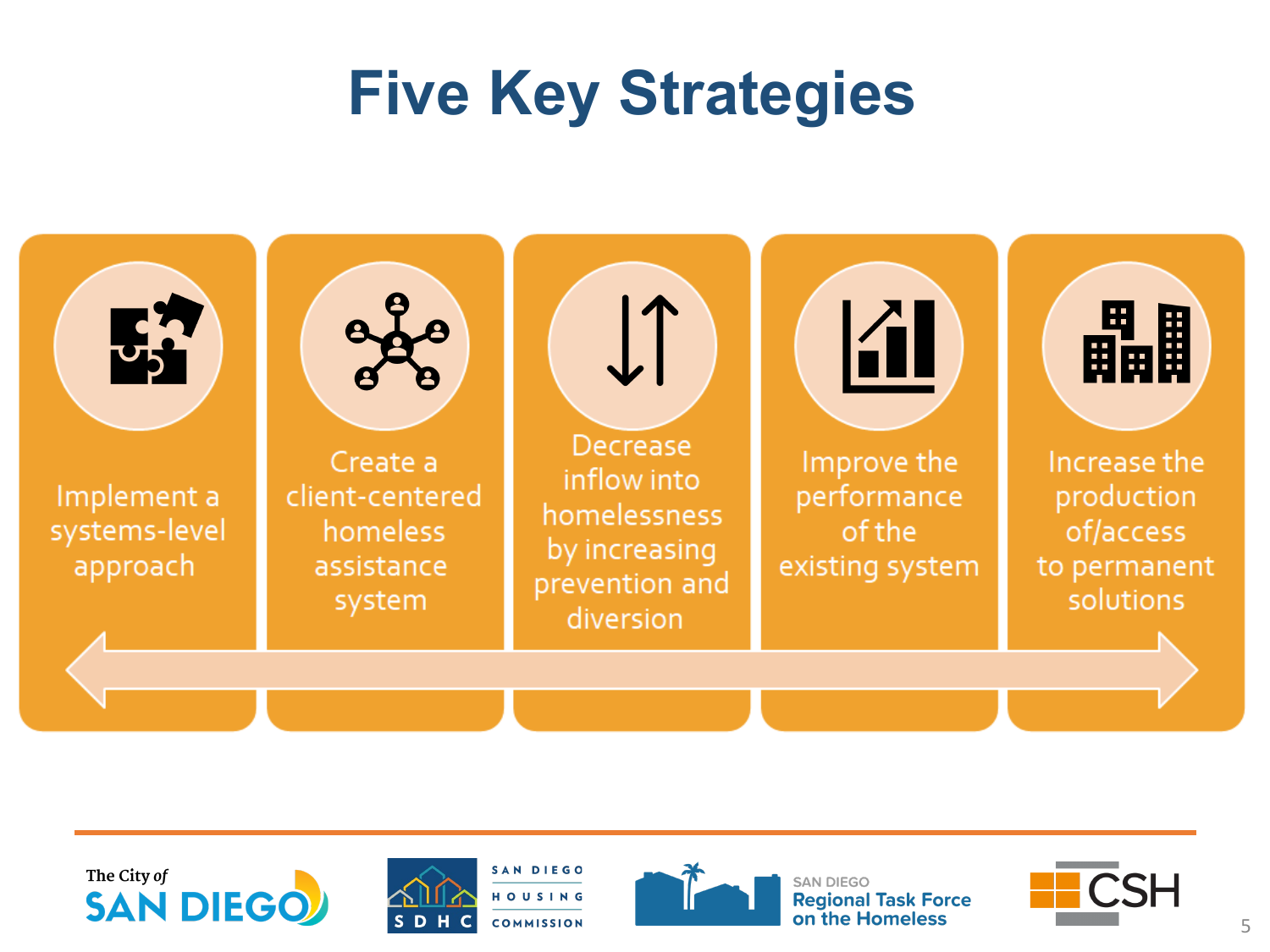# Five Key Strategies

1. Implement a systems-level approach
2. Create a client-centered homeless assistance system
3. Decrease inflow into homelessness by increasing prevention and diversion
4. Improve the performance of the existing system
5. Increase the production of/access to permanent solutions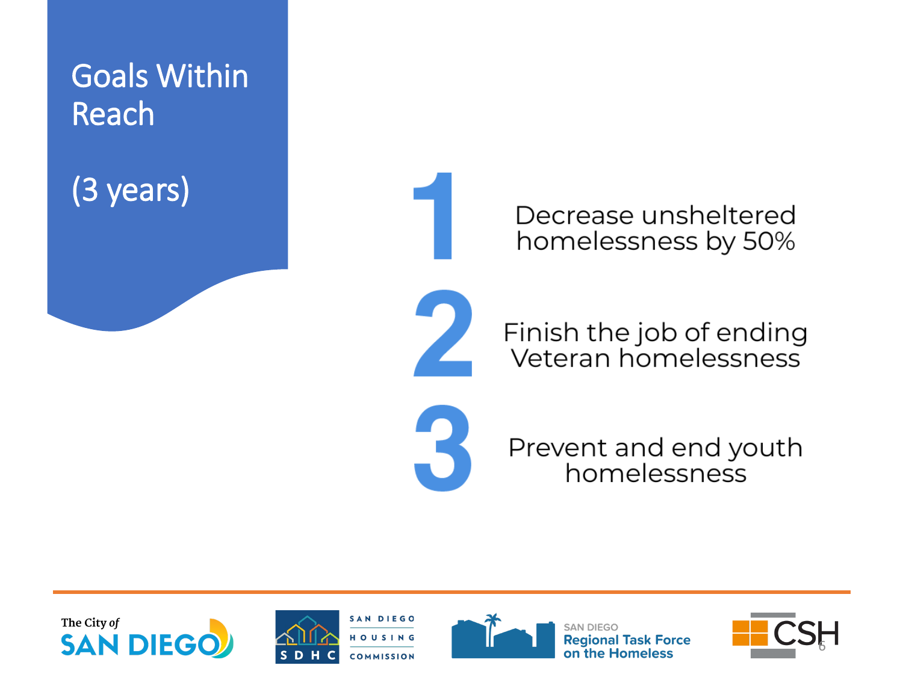# Goals Within Reach

(3 years)

1. Decrease unsheltered homelessness by 50%
2. Finish the job of ending Veteran homelessness
3. Prevent and end youth homelessness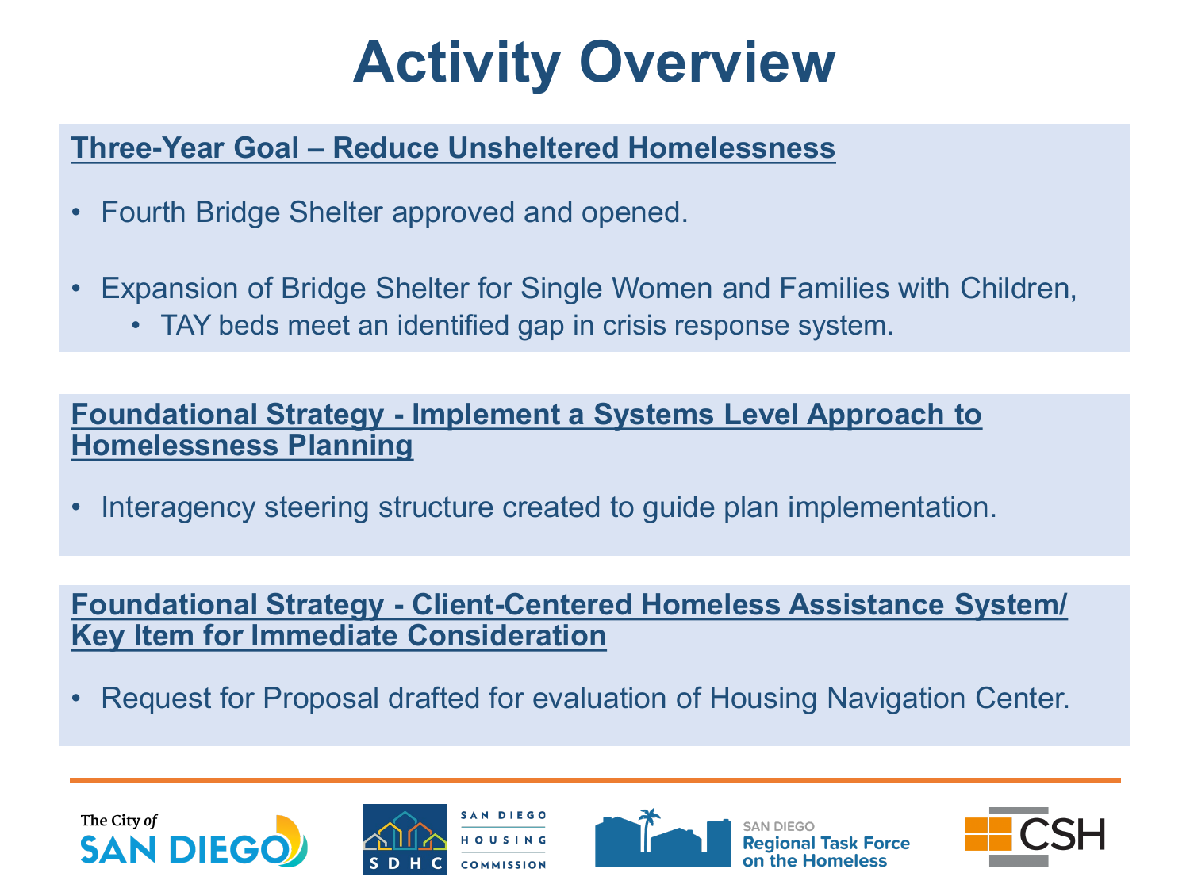# Activity Overview

## Three-Year Goal – Reduce Unsheltered Homelessness

- Fourth Bridge Shelter approved and opened.
- Expansion of Bridge Shelter for Single Women and Families with Children,
  - TAY beds meet an identified gap in crisis response system.

## Foundational Strategy - Implement a Systems Level Approach to Homelessness Planning

- Interagency steering structure created to guide plan implementation.

## Foundational Strategy - Client-Centered Homeless Assistance System/ Key Item for Immediate Consideration

- Request for Proposal drafted for evaluation of Housing Navigation Center.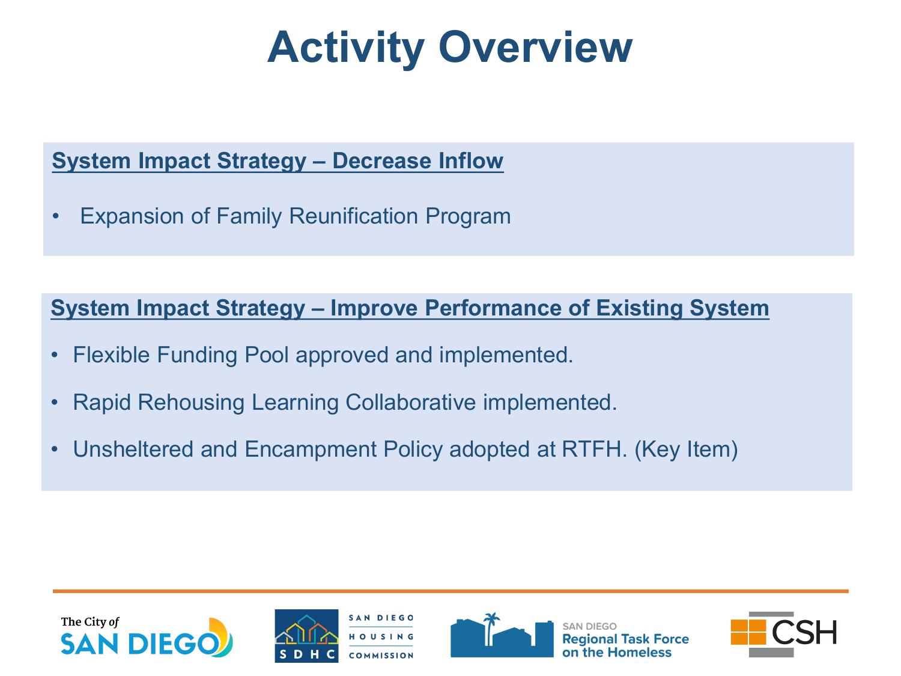# Activity Overview

**System Impact Strategy – Decrease Inflow**

- Expansion of Family Reunification Program

**System Impact Strategy – Improve Performance of Existing System**

- Flexible Funding Pool approved and implemented.
- Rapid Rehousing Learning Collaborative implemented.
- Unsheltered and Encampment Policy adopted at RTFH. (Key Item)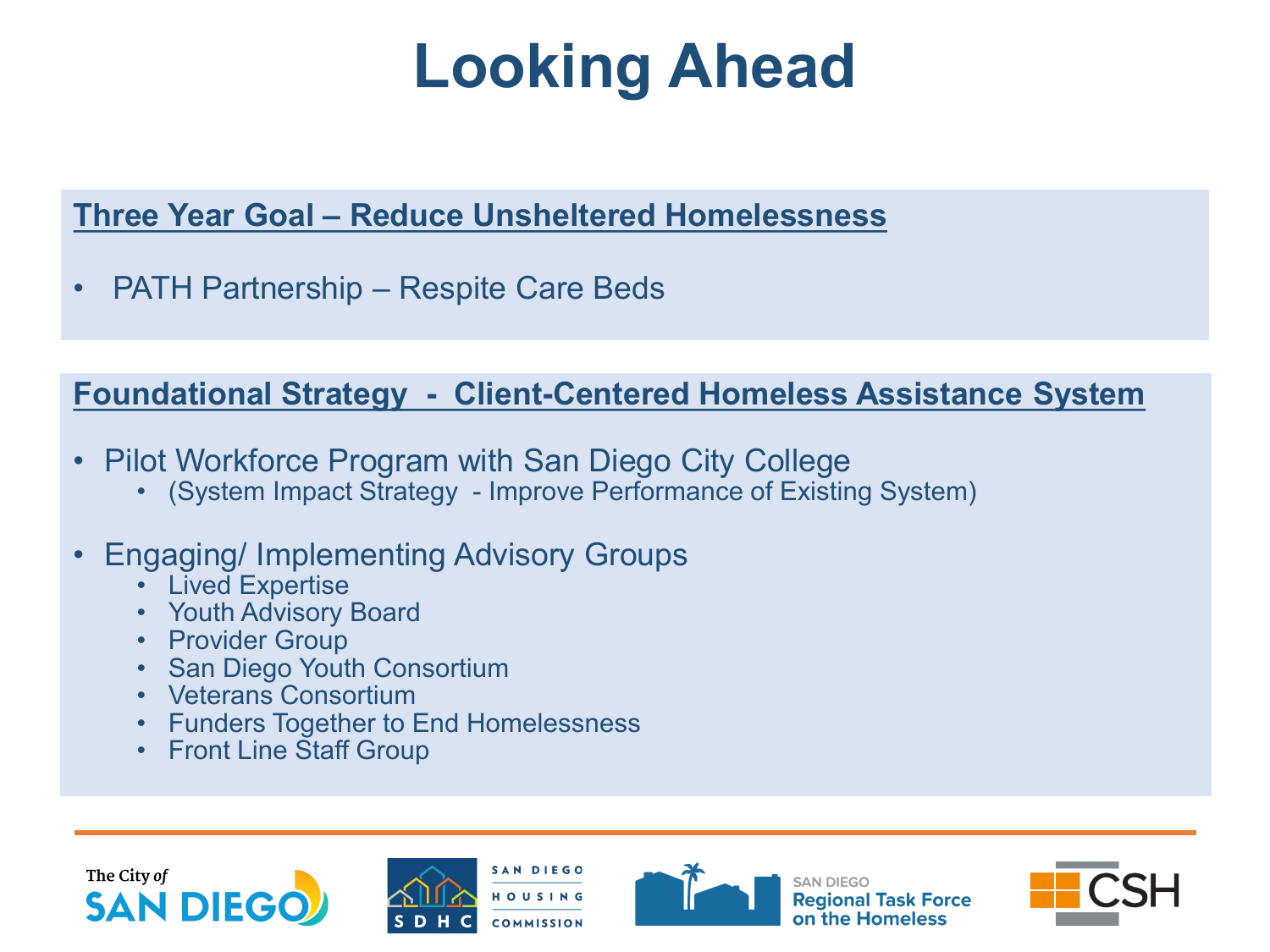# Looking Ahead

**Three Year Goal – Reduce Unsheltered Homelessness**

- PATH Partnership – Respite Care Beds

**Foundational Strategy - Client-Centered Homeless Assistance System**

- Pilot Workforce Program with San Diego City College
  - (System Impact Strategy - Improve Performance of Existing System)
- Engaging/ Implementing Advisory Groups
  - Lived Expertise
  - Youth Advisory Board
  - Provider Group
  - San Diego Youth Consortium
  - Veterans Consortium
  - Funders Together to End Homelessness
  - Front Line Staff Group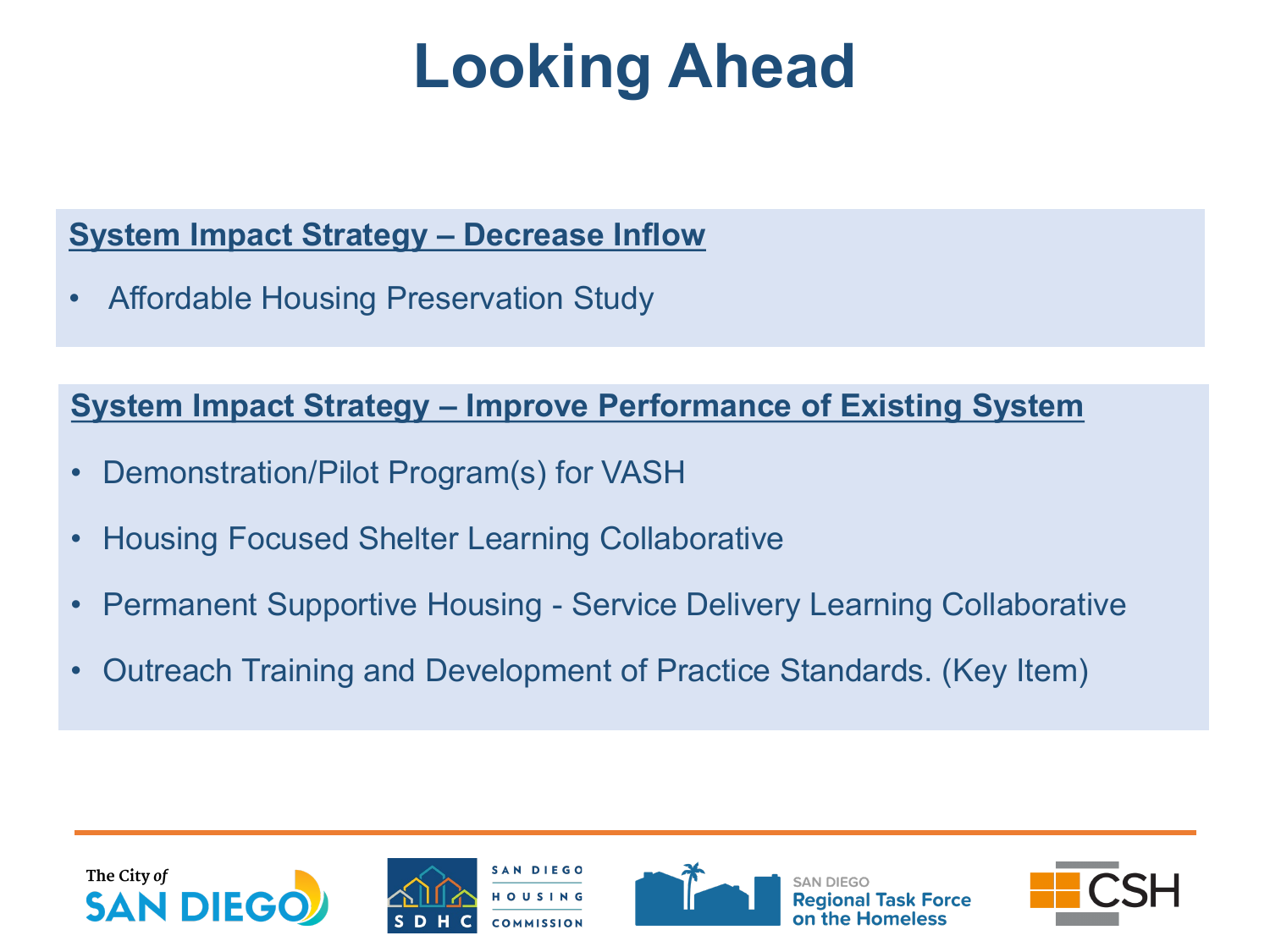# Looking Ahead

**System Impact Strategy – Decrease Inflow**

- Affordable Housing Preservation Study

**System Impact Strategy – Improve Performance of Existing System**

- Demonstration/Pilot Program(s) for VASH
- Housing Focused Shelter Learning Collaborative
- Permanent Supportive Housing - Service Delivery Learning Collaborative
- Outreach Training and Development of Practice Standards. (Key Item)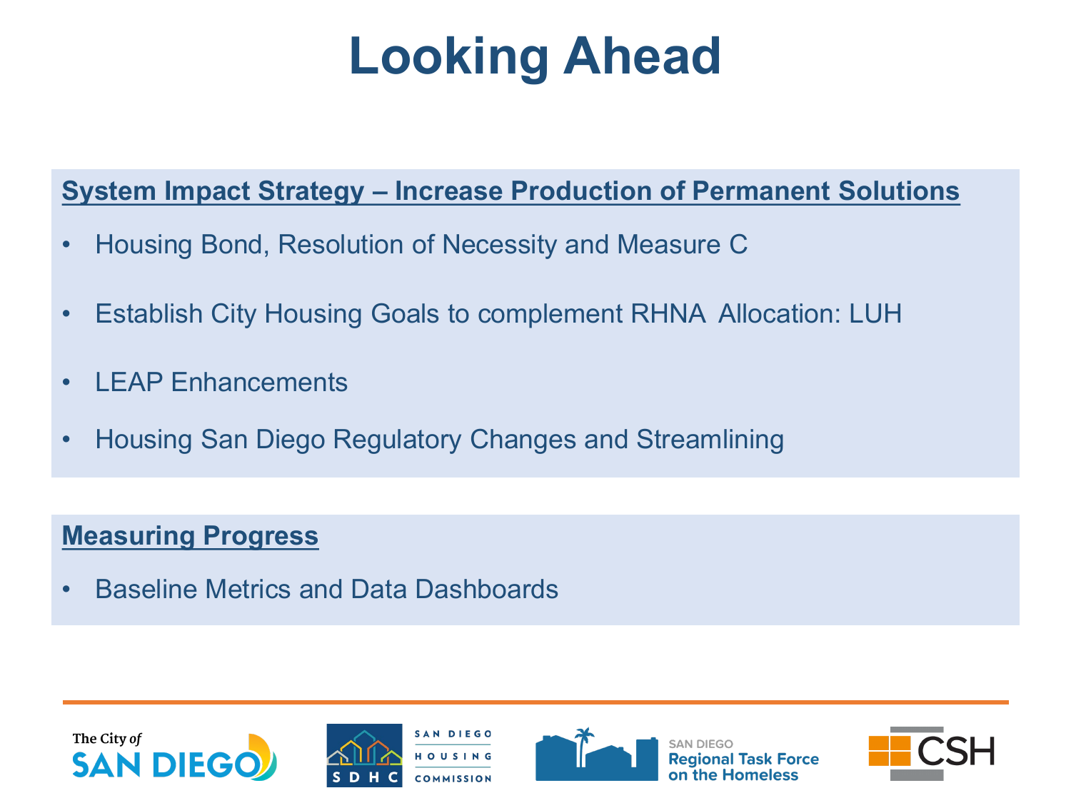# Looking Ahead

**System Impact Strategy – Increase Production of Permanent Solutions**

- Housing Bond, Resolution of Necessity and Measure C
- Establish City Housing Goals to complement RHNA Allocation: LUH
- LEAP Enhancements
- Housing San Diego Regulatory Changes and Streamlining

**Measuring Progress**

- Baseline Metrics and Data Dashboards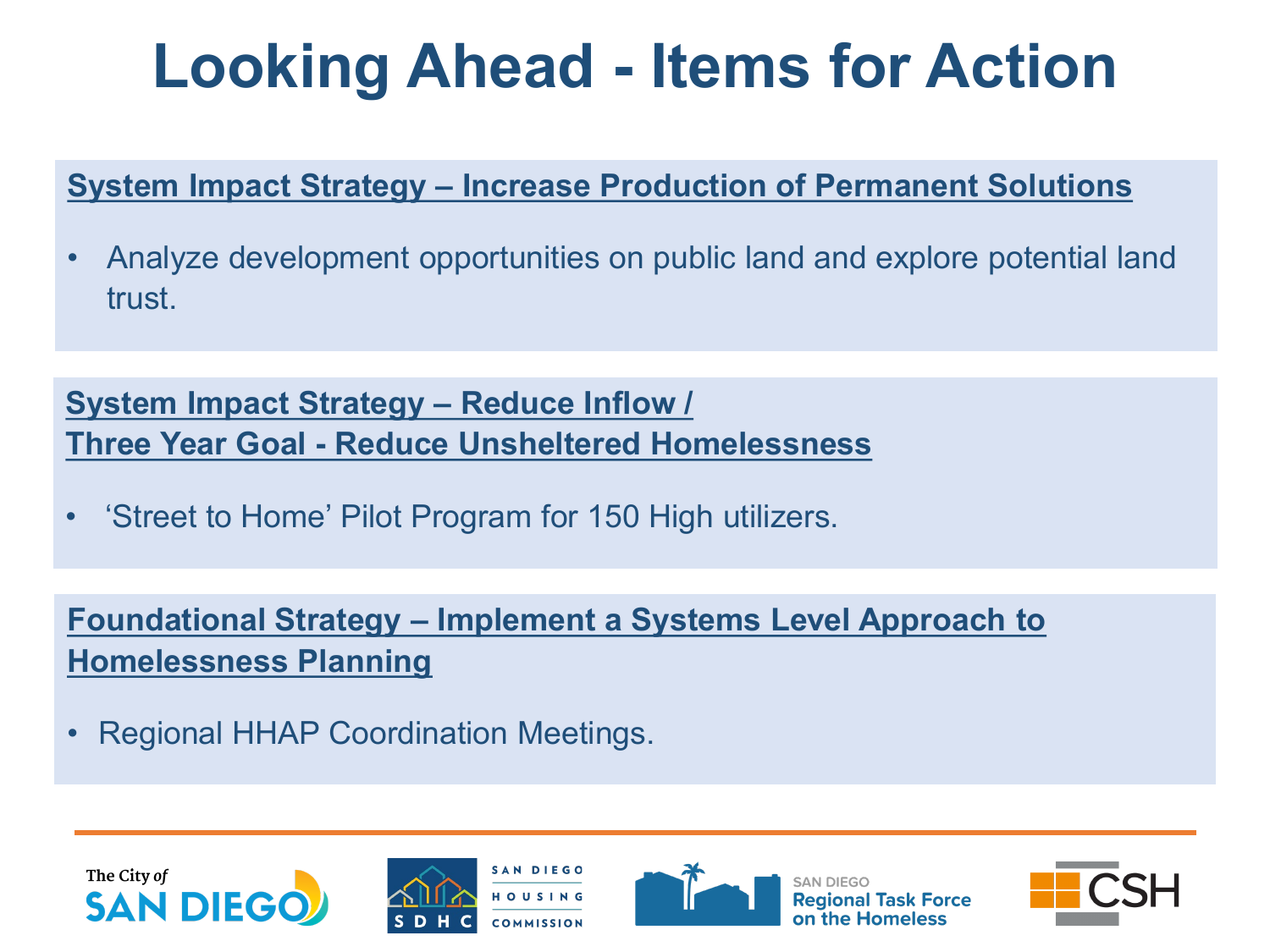# Looking Ahead - Items for Action

**System Impact Strategy – Increase Production of Permanent Solutions**

- Analyze development opportunities on public land and explore potential land trust.

**System Impact Strategy – Reduce Inflow /**
**Three Year Goal - Reduce Unsheltered Homelessness**

- 'Street to Home' Pilot Program for 150 High utilizers.

**Foundational Strategy – Implement a Systems Level Approach to Homelessness Planning**

- Regional HHAP Coordination Meetings.

The City of SAN DIEGO | SDHC SAN DIEGO HOUSING COMMISSION | SAN DIEGO Regional Task Force on the Homeless | CSH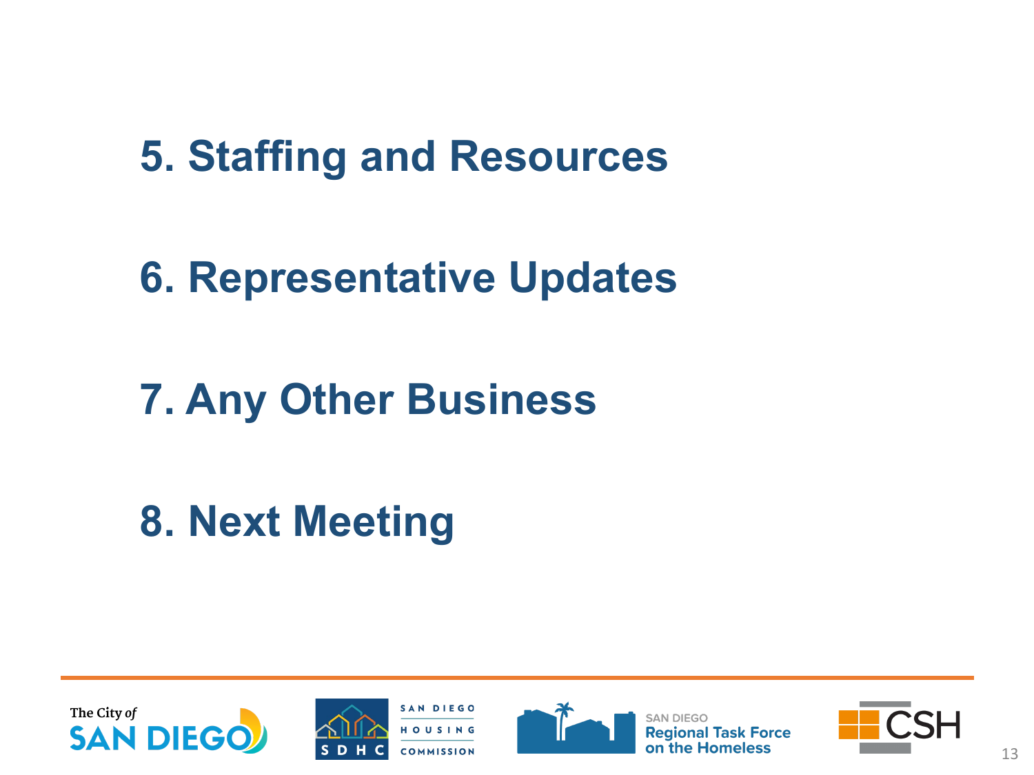## 5. Staffing and Resources

## 6. Representative Updates

## 7. Any Other Business

## 8. Next Meeting